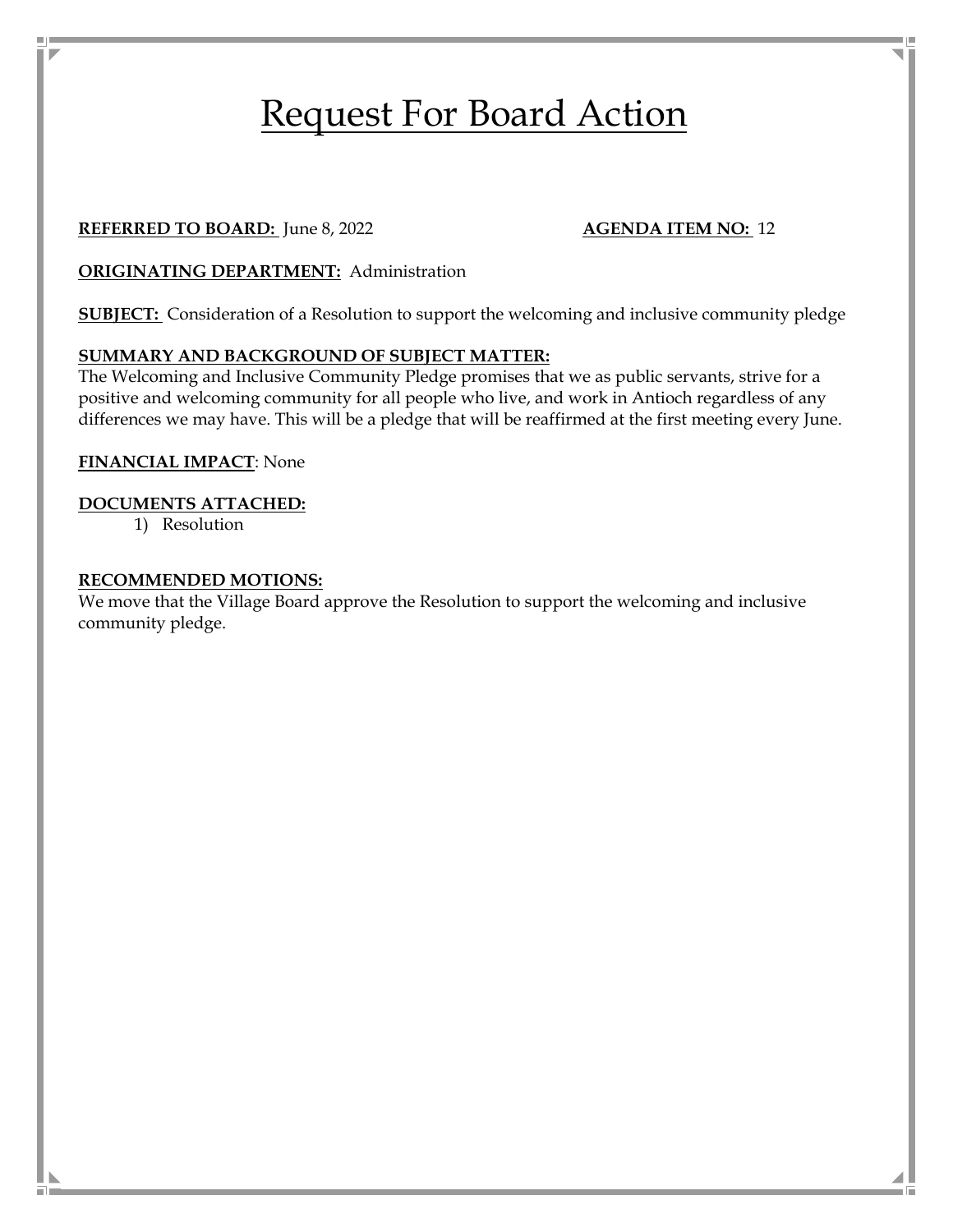# Request For Board Action

**REFERRED TO BOARD:** June 8, 2022 **AGENDA ITEM NO:** 12

**ORIGINATING DEPARTMENT:** Administration

**SUBJECT:** Consideration of a Resolution to support the welcoming and inclusive community pledge

**SUMMARY AND BACKGROUND OF SUBJECT MATTER:**

The Welcoming and Inclusive Community Pledge promises that we as public servants, strive for a positive and welcoming community for all people who live, and work in Antioch regardless of any differences we may have. This will be a pledge that will be reaffirmed at the first meeting every June.

**FINANCIAL IMPACT**: None

**DOCUMENTS ATTACHED:**

1) Resolution

**RECOMMENDED MOTIONS:**

We move that the Village Board approve the Resolution to support the welcoming and inclusive community pledge.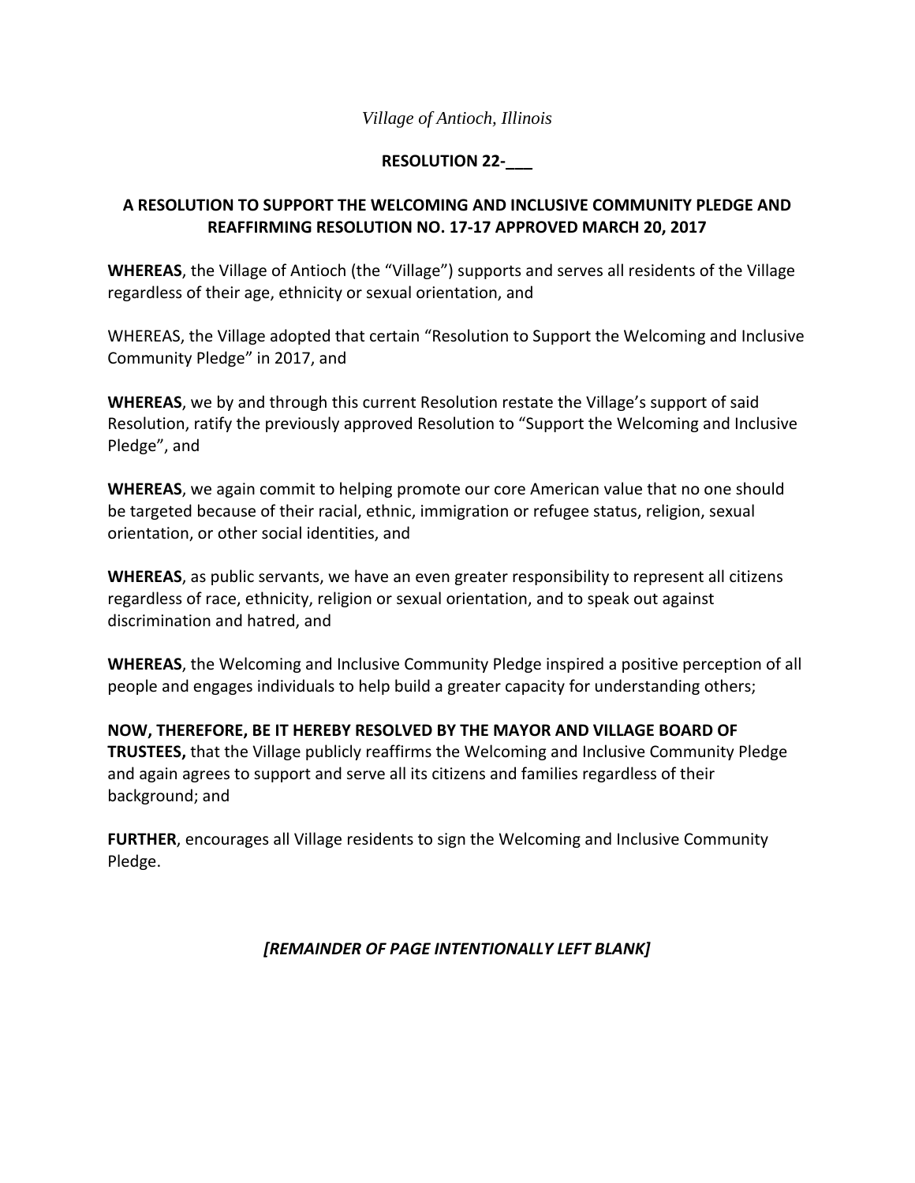*Village of Antioch, Illinois*

**RESOLUTION 22-___**

**A RESOLUTION TO SUPPORT THE WELCOMING AND INCLUSIVE COMMUNITY PLEDGE AND REAFFIRMING RESOLUTION NO. 17-17 APPROVED MARCH 20, 2017**

**WHEREAS**, the Village of Antioch (the "Village") supports and serves all residents of the Village regardless of their age, ethnicity or sexual orientation, and

WHEREAS, the Village adopted that certain "Resolution to Support the Welcoming and Inclusive Community Pledge" in 2017, and

**WHEREAS**, we by and through this current Resolution restate the Village's support of said Resolution, ratify the previously approved Resolution to "Support the Welcoming and Inclusive Pledge", and

**WHEREAS**, we again commit to helping promote our core American value that no one should be targeted because of their racial, ethnic, immigration or refugee status, religion, sexual orientation, or other social identities, and

**WHEREAS**, as public servants, we have an even greater responsibility to represent all citizens regardless of race, ethnicity, religion or sexual orientation, and to speak out against discrimination and hatred, and

**WHEREAS**, the Welcoming and Inclusive Community Pledge inspired a positive perception of all people and engages individuals to help build a greater capacity for understanding others;

**NOW, THEREFORE, BE IT HEREBY RESOLVED BY THE MAYOR AND VILLAGE BOARD OF TRUSTEES,** that the Village publicly reaffirms the Welcoming and Inclusive Community Pledge and again agrees to support and serve all its citizens and families regardless of their background; and

**FURTHER**, encourages all Village residents to sign the Welcoming and Inclusive Community Pledge.

***[REMAINDER OF PAGE INTENTIONALLY LEFT BLANK]***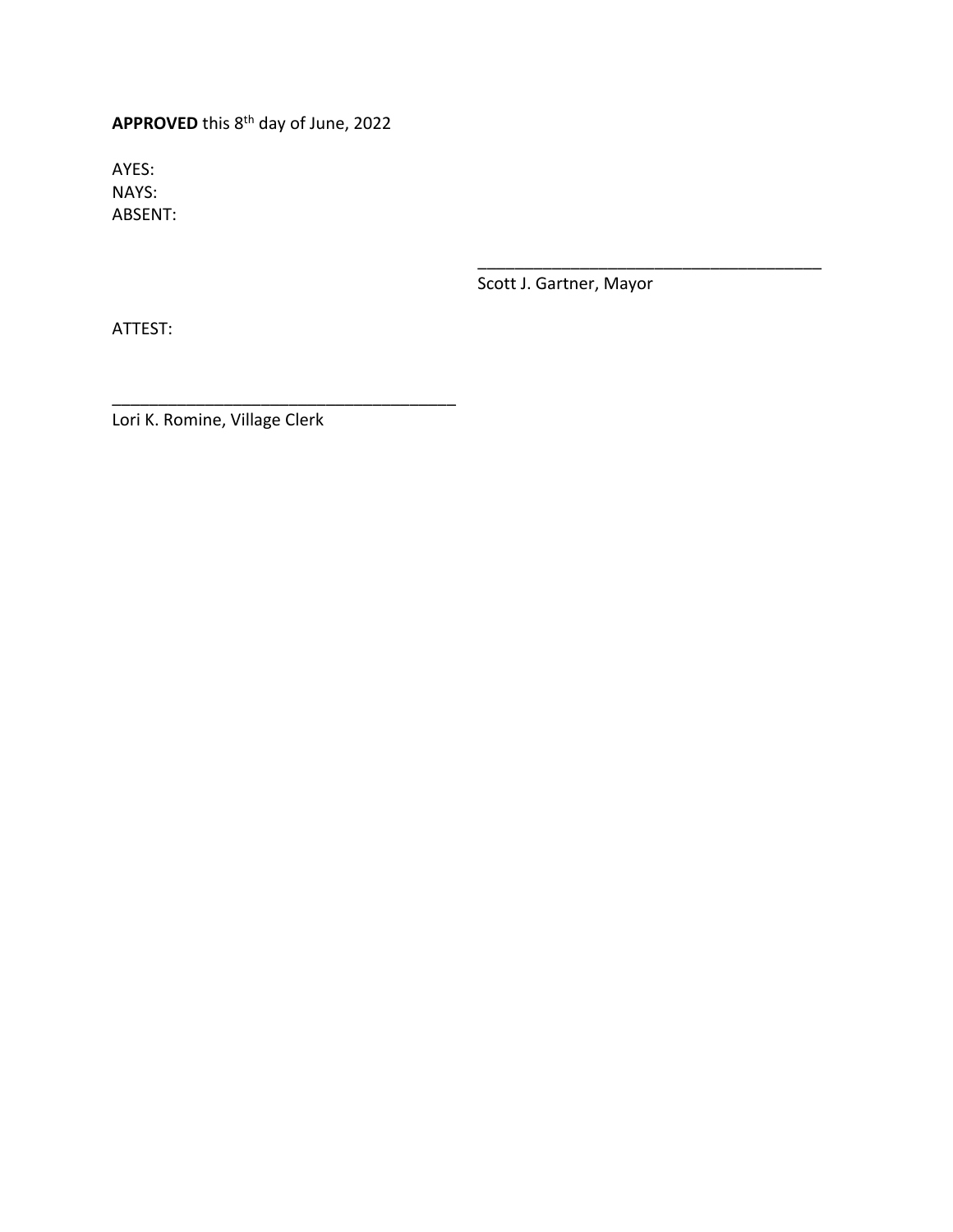**APPROVED** this 8th day of June, 2022

AYES:
NAYS:
ABSENT:

\_\_\_\_\_\_\_\_\_\_\_\_\_\_\_\_\_\_\_\_\_\_\_\_\_\_\_\_\_\_\_\_\_\_\_\_\_\_
Scott J. Gartner, Mayor

ATTEST:

\_\_\_\_\_\_\_\_\_\_\_\_\_\_\_\_\_\_\_\_\_\_\_\_\_\_\_\_\_\_\_\_\_\_\_\_\_\_
Lori K. Romine, Village Clerk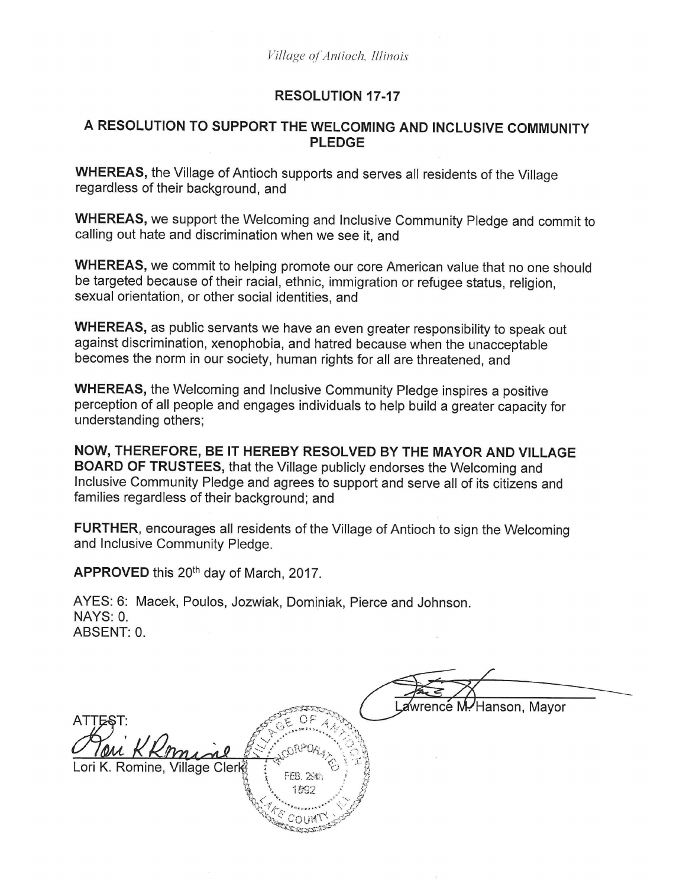*Village of Antioch, Illinois*

## RESOLUTION 17-17

## A RESOLUTION TO SUPPORT THE WELCOMING AND INCLUSIVE COMMUNITY PLEDGE

**WHEREAS,** the Village of Antioch supports and serves all residents of the Village regardless of their background, and

**WHEREAS,** we support the Welcoming and Inclusive Community Pledge and commit to calling out hate and discrimination when we see it, and

**WHEREAS,** we commit to helping promote our core American value that no one should be targeted because of their racial, ethnic, immigration or refugee status, religion, sexual orientation, or other social identities, and

**WHEREAS,** as public servants we have an even greater responsibility to speak out against discrimination, xenophobia, and hatred because when the unacceptable becomes the norm in our society, human rights for all are threatened, and

**WHEREAS,** the Welcoming and Inclusive Community Pledge inspires a positive perception of all people and engages individuals to help build a greater capacity for understanding others;

**NOW, THEREFORE, BE IT HEREBY RESOLVED BY THE MAYOR AND VILLAGE BOARD OF TRUSTEES,** that the Village publicly endorses the Welcoming and Inclusive Community Pledge and agrees to support and serve all of its citizens and families regardless of their background; and

**FURTHER,** encourages all residents of the Village of Antioch to sign the Welcoming and Inclusive Community Pledge.

**APPROVED** this 20th day of March, 2017.

AYES: 6: Macek, Poulos, Jozwiak, Dominiak, Pierce and Johnson.
NAYS: 0.
ABSENT: 0.

Lawrence M. Hanson, Mayor

ATTEST:

Lori K. Romine, Village Clerk

VILLAGE OF ANTIOCH INCORPORATED FEB. 29th 1892 LAKE COUNTY, ILL.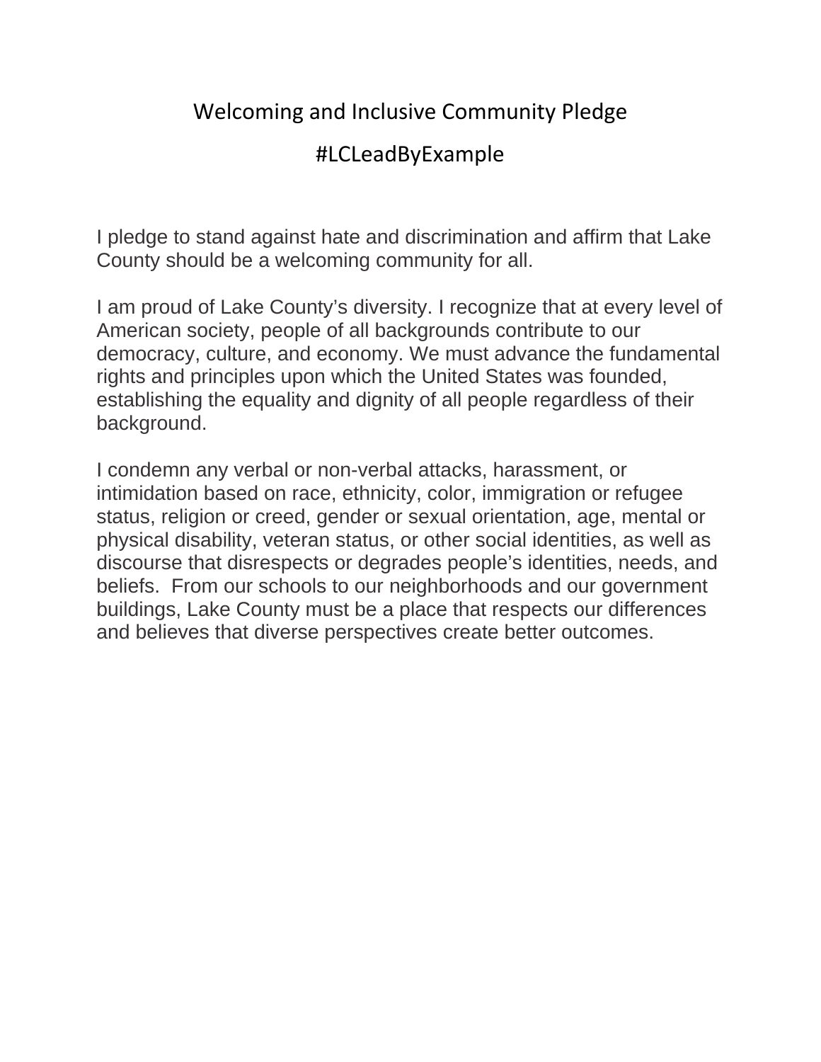# Welcoming and Inclusive Community Pledge

## #LCLeadByExample

I pledge to stand against hate and discrimination and affirm that Lake County should be a welcoming community for all.

I am proud of Lake County's diversity. I recognize that at every level of American society, people of all backgrounds contribute to our democracy, culture, and economy. We must advance the fundamental rights and principles upon which the United States was founded, establishing the equality and dignity of all people regardless of their background.

I condemn any verbal or non-verbal attacks, harassment, or intimidation based on race, ethnicity, color, immigration or refugee status, religion or creed, gender or sexual orientation, age, mental or physical disability, veteran status, or other social identities, as well as discourse that disrespects or degrades people's identities, needs, and beliefs. From our schools to our neighborhoods and our government buildings, Lake County must be a place that respects our differences and believes that diverse perspectives create better outcomes.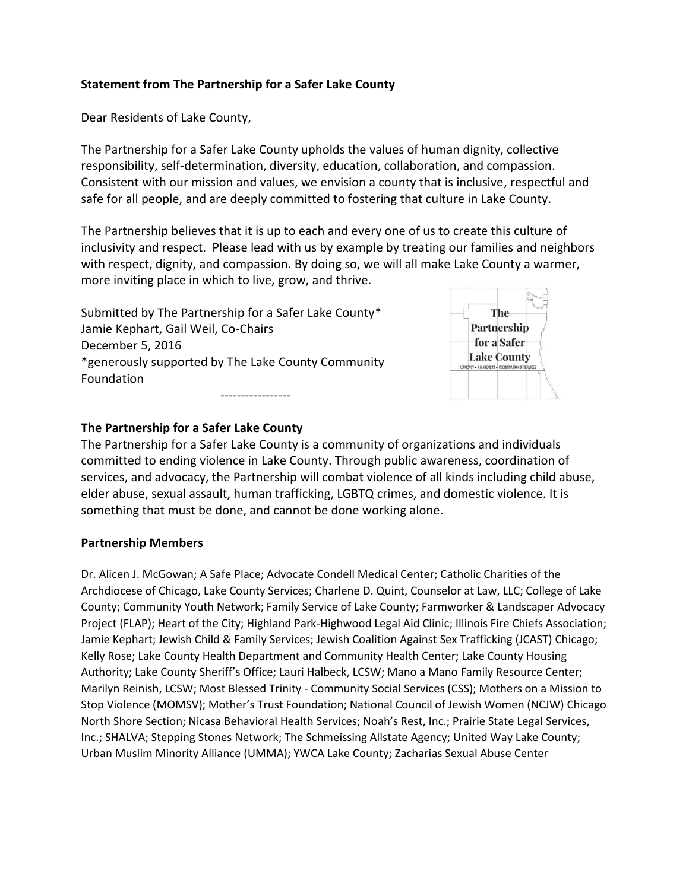**Statement from The Partnership for a Safer Lake County**

Dear Residents of Lake County,

The Partnership for a Safer Lake County upholds the values of human dignity, collective responsibility, self-determination, diversity, education, collaboration, and compassion. Consistent with our mission and values, we envision a county that is inclusive, respectful and safe for all people, and are deeply committed to fostering that culture in Lake County.

The Partnership believes that it is up to each and every one of us to create this culture of inclusivity and respect. Please lead with us by example by treating our families and neighbors with respect, dignity, and compassion. By doing so, we will all make Lake County a warmer, more inviting place in which to live, grow, and thrive.

Submitted by The Partnership for a Safer Lake County*
Jamie Kephart, Gail Weil, Co-Chairs
December 5, 2016
*generously supported by The Lake County Community Foundation

-----------------

## The Partnership for a Safer Lake County

The Partnership for a Safer Lake County is a community of organizations and individuals committed to ending violence in Lake County. Through public awareness, coordination of services, and advocacy, the Partnership will combat violence of all kinds including child abuse, elder abuse, sexual assault, human trafficking, LGBTQ crimes, and domestic violence. It is something that must be done, and cannot be done working alone.

## Partnership Members

Dr. Alicen J. McGowan; A Safe Place; Advocate Condell Medical Center; Catholic Charities of the Archdiocese of Chicago, Lake County Services; Charlene D. Quint, Counselor at Law, LLC; College of Lake County; Community Youth Network; Family Service of Lake County; Farmworker & Landscaper Advocacy Project (FLAP); Heart of the City; Highland Park-Highwood Legal Aid Clinic; Illinois Fire Chiefs Association; Jamie Kephart; Jewish Child & Family Services; Jewish Coalition Against Sex Trafficking (JCAST) Chicago; Kelly Rose; Lake County Health Department and Community Health Center; Lake County Housing Authority; Lake County Sheriff's Office; Lauri Halbeck, LCSW; Mano a Mano Family Resource Center; Marilyn Reinish, LCSW; Most Blessed Trinity - Community Social Services (CSS); Mothers on a Mission to Stop Violence (MOMSV); Mother's Trust Foundation; National Council of Jewish Women (NCJW) Chicago North Shore Section; Nicasa Behavioral Health Services; Noah's Rest, Inc.; Prairie State Legal Services, Inc.; SHALVA; Stepping Stones Network; The Schmeissing Allstate Agency; United Way Lake County; Urban Muslim Minority Alliance (UMMA); YWCA Lake County; Zacharias Sexual Abuse Center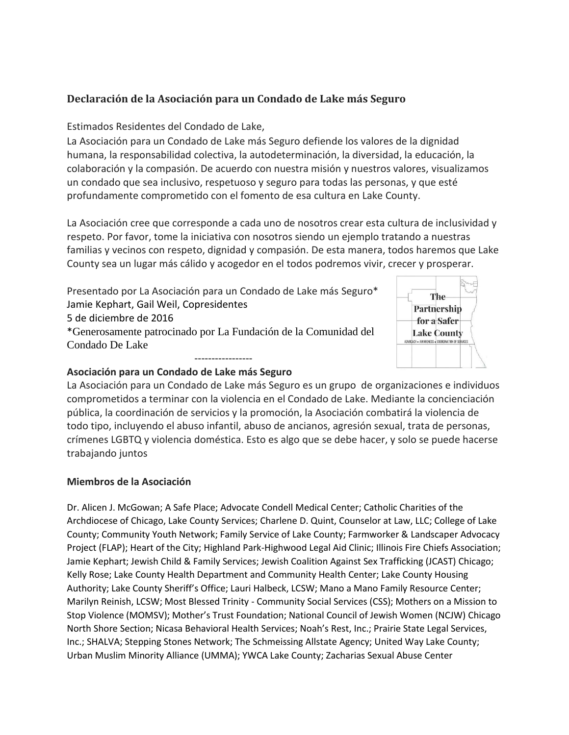## Declaración de la Asociación para un Condado de Lake más Seguro

Estimados Residentes del Condado de Lake,
La Asociación para un Condado de Lake más Seguro defiende los valores de la dignidad humana, la responsabilidad colectiva, la autodeterminación, la diversidad, la educación, la colaboración y la compasión. De acuerdo con nuestra misión y nuestros valores, visualizamos un condado que sea inclusivo, respetuoso y seguro para todas las personas, y que esté profundamente comprometido con el fomento de esa cultura en Lake County.

La Asociación cree que corresponde a cada uno de nosotros crear esta cultura de inclusividad y respeto. Por favor, tome la iniciativa con nosotros siendo un ejemplo tratando a nuestras familias y vecinos con respeto, dignidad y compasión. De esta manera, todos haremos que Lake County sea un lugar más cálido y acogedor en el todos podremos vivir, crecer y prosperar.

Presentado por La Asociación para un Condado de Lake más Seguro*
Jamie Kephart, Gail Weil, Copresidentes
5 de diciembre de 2016
*Generosamente patrocinado por La Fundación de la Comunidad del Condado De Lake

The Partnership for a Safer Lake County
ADVOCACY • AWARENESS • COORDINATION OF SERVICES

-----------------

**Asociación para un Condado de Lake más Seguro**
La Asociación para un Condado de Lake más Seguro es un grupo de organizaciones e individuos comprometidos a terminar con la violencia en el Condado de Lake. Mediante la concienciación pública, la coordinación de servicios y la promoción, la Asociación combatirá la violencia de todo tipo, incluyendo el abuso infantil, abuso de ancianos, agresión sexual, trata de personas, crímenes LGBTQ y violencia doméstica. Esto es algo que se debe hacer, y solo se puede hacerse trabajando juntos

**Miembros de la Asociación**

Dr. Alicen J. McGowan; A Safe Place; Advocate Condell Medical Center; Catholic Charities of the Archdiocese of Chicago, Lake County Services; Charlene D. Quint, Counselor at Law, LLC; College of Lake County; Community Youth Network; Family Service of Lake County; Farmworker & Landscaper Advocacy Project (FLAP); Heart of the City; Highland Park-Highwood Legal Aid Clinic; Illinois Fire Chiefs Association; Jamie Kephart; Jewish Child & Family Services; Jewish Coalition Against Sex Trafficking (JCAST) Chicago; Kelly Rose; Lake County Health Department and Community Health Center; Lake County Housing Authority; Lake County Sheriff's Office; Lauri Halbeck, LCSW; Mano a Mano Family Resource Center; Marilyn Reinish, LCSW; Most Blessed Trinity - Community Social Services (CSS); Mothers on a Mission to Stop Violence (MOMSV); Mother's Trust Foundation; National Council of Jewish Women (NCJW) Chicago North Shore Section; Nicasa Behavioral Health Services; Noah's Rest, Inc.; Prairie State Legal Services, Inc.; SHALVA; Stepping Stones Network; The Schmeissing Allstate Agency; United Way Lake County; Urban Muslim Minority Alliance (UMMA); YWCA Lake County; Zacharias Sexual Abuse Center